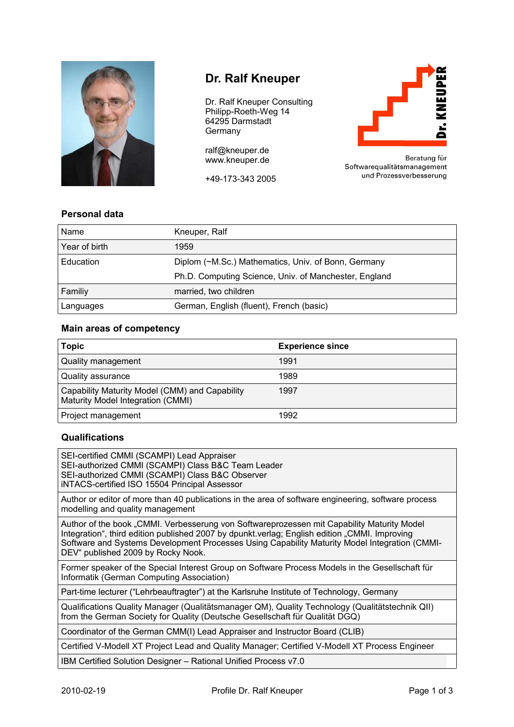# Dr. Ralf Kneuper

Dr. Ralf Kneuper Consulting
Philipp-Roeth-Weg 14
64295 Darmstadt
Germany

ralf@kneuper.de
www.kneuper.de

+49-173-343 2005

Dr. KNEUPER

Beratung für
Softwarequalitätsmanagement
und Prozessverbesserung

## Personal data

| | |
|---|---|
| Name | Kneuper, Ralf |
| Year of birth | 1959 |
| Education | Diplom (~M.Sc.) Mathematics, Univ. of Bonn, Germany |
| | Ph.D. Computing Science, Univ. of Manchester, England |
| Familiy | married, two children |
| Languages | German, English (fluent), French (basic) |

## Main areas of competency

| Topic | Experience since |
|---|---|
| Quality management | 1991 |
| Quality assurance | 1989 |
| Capability Maturity Model (CMM) and Capability Maturity Model Integration (CMMI) | 1997 |
| Project management | 1992 |

## Qualifications

| |
|---|
| SEI-certified CMMI (SCAMPI) Lead Appraiser<br>SEI-authorized CMMI (SCAMPI) Class B&C Team Leader<br>SEI-authorized CMMI (SCAMPI) Class B&C Observer<br>iNTACS-certified ISO 15504 Principal Assessor |
| Author or editor of more than 40 publications in the area of software engineering, software process modelling and quality management |
| Author of the book „CMMI. Verbesserung von Softwareprozessen mit Capability Maturity Model Integration“, third edition published 2007 by dpunkt.verlag; English edition „CMMI. Improving Software and Systems Development Processes Using Capability Maturity Model Integration (CMMI-DEV“ published 2009 by Rocky Nook. |
| Former speaker of the Special Interest Group on Software Process Models in the Gesellschaft für Informatik (German Computing Association) |
| Part-time lecturer (“Lehrbeauftragter”) at the Karlsruhe Institute of Technology, Germany |
| Qualifications Quality Manager (Qualitätsmanager QM), Quality Technology (Qualitätstechnik QII) from the German Society for Quality (Deutsche Gesellschaft für Qualität DGQ) |
| Coordinator of the German CMM(I) Lead Appraiser and Instructor Board (CLIB) |
| Certified V-Modell XT Project Lead and Quality Manager; Certified V-Modell XT Process Engineer |
| IBM Certified Solution Designer – Rational Unified Process v7.0 |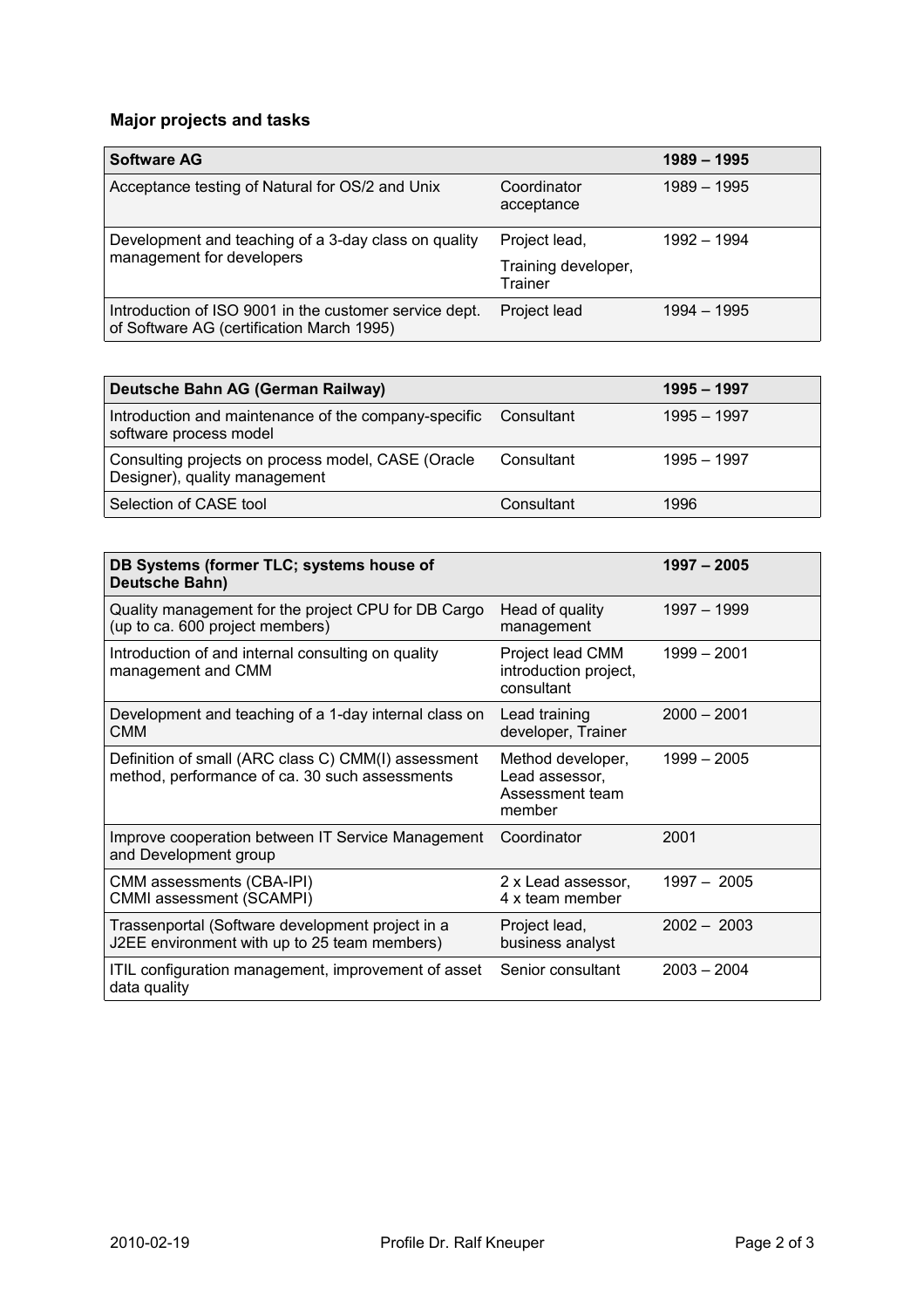### Major projects and tasks

| Software AG | | 1989 – 1995 |
|---|---|---|
| Acceptance testing of Natural for OS/2 and Unix | Coordinator acceptance | 1989 – 1995 |
| Development and teaching of a 3-day class on quality management for developers | Project lead, Training developer, Trainer | 1992 – 1994 |
| Introduction of ISO 9001 in the customer service dept. of Software AG (certification March 1995) | Project lead | 1994 – 1995 |

| Deutsche Bahn AG (German Railway) | | 1995 – 1997 |
|---|---|---|
| Introduction and maintenance of the company-specific software process model | Consultant | 1995 – 1997 |
| Consulting projects on process model, CASE (Oracle Designer), quality management | Consultant | 1995 – 1997 |
| Selection of CASE tool | Consultant | 1996 |

| DB Systems (former TLC; systems house of Deutsche Bahn) | | 1997 – 2005 |
|---|---|---|
| Quality management for the project CPU for DB Cargo (up to ca. 600 project members) | Head of quality management | 1997 – 1999 |
| Introduction of and internal consulting on quality management and CMM | Project lead CMM introduction project, consultant | 1999 – 2001 |
| Development and teaching of a 1-day internal class on CMM | Lead training developer, Trainer | 2000 – 2001 |
| Definition of small (ARC class C) CMM(I) assessment method, performance of ca. 30 such assessments | Method developer, Lead assessor, Assessment team member | 1999 – 2005 |
| Improve cooperation between IT Service Management and Development group | Coordinator | 2001 |
| CMM assessments (CBA-IPI) CMMI assessment (SCAMPI) | 2 x Lead assessor, 4 x team member | 1997 – 2005 |
| Trassenportal (Software development project in a J2EE environment with up to 25 team members) | Project lead, business analyst | 2002 – 2003 |
| ITIL configuration management, improvement of asset data quality | Senior consultant | 2003 – 2004 |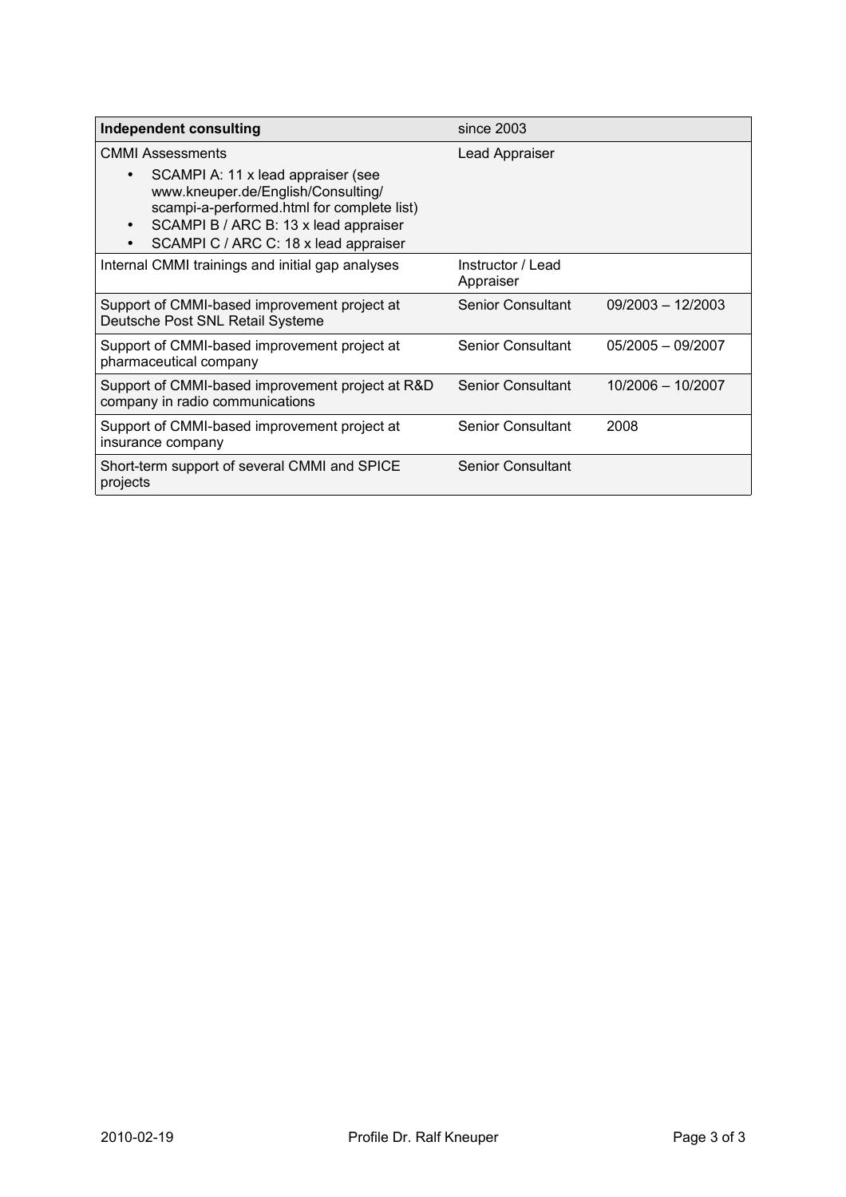| Independent consulting | since 2003 | |
| --- | --- | --- |
| CMMI Assessments<br>• SCAMPI A: 11 x lead appraiser (see www.kneuper.de/English/Consulting/scampi-a-performed.html for complete list)<br>• SCAMPI B / ARC B: 13 x lead appraiser<br>• SCAMPI C / ARC C: 18 x lead appraiser | Lead Appraiser | |
| Internal CMMI trainings and initial gap analyses | Instructor / Lead Appraiser | |
| Support of CMMI-based improvement project at Deutsche Post SNL Retail Systeme | Senior Consultant | 09/2003 – 12/2003 |
| Support of CMMI-based improvement project at pharmaceutical company | Senior Consultant | 05/2005 – 09/2007 |
| Support of CMMI-based improvement project at R&D company in radio communications | Senior Consultant | 10/2006 – 10/2007 |
| Support of CMMI-based improvement project at insurance company | Senior Consultant | 2008 |
| Short-term support of several CMMI and SPICE projects | Senior Consultant | |